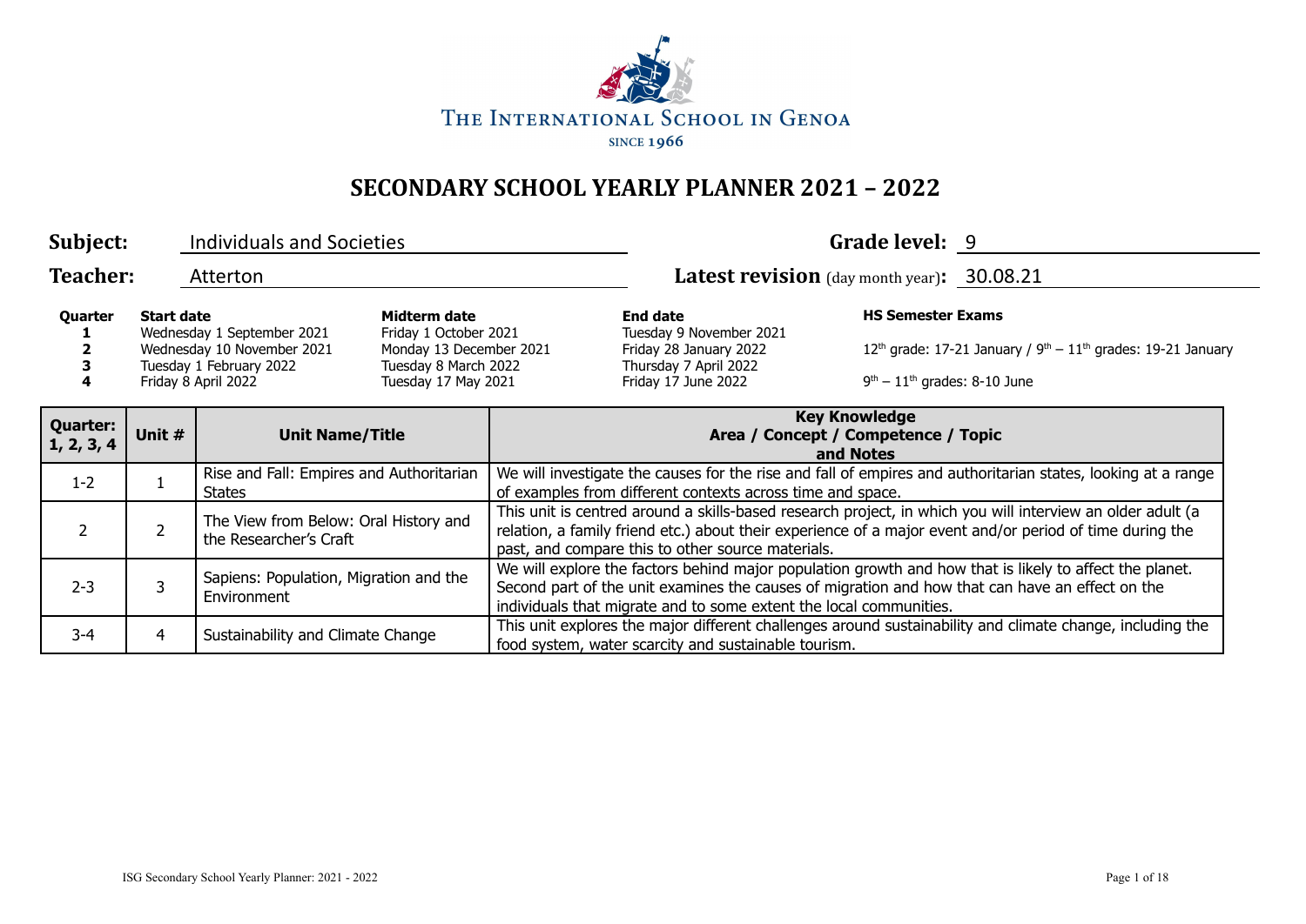THE INTERNATIONAL SCHOOL IN GENOA

SINCE 1966

# SECONDARY SCHOOL YEARLY PLANNER 2021 – 2022

**Subject:** Individuals and Societies **Grade level:** 9

**Teacher:** Atterton **Latest revision** (day month year)**:** 30.08.21

| Quarter | Start date | Midterm date | End date | HS Semester Exams |
|---|---|---|---|---|
| 1 | Wednesday 1 September 2021 | Friday 1 October 2021 | Tuesday 9 November 2021 | |
| 2 | Wednesday 10 November 2021 | Monday 13 December 2021 | Friday 28 January 2022 | 12th grade: 17-21 January / 9th – 11th grades: 19-21 January |
| 3 | Tuesday 1 February 2022 | Tuesday 8 March 2022 | Thursday 7 April 2022 | |
| 4 | Friday 8 April 2022 | Tuesday 17 May 2021 | Friday 17 June 2022 | 9th – 11th grades: 8-10 June |

| Quarter: 1, 2, 3, 4 | Unit # | Unit Name/Title | Key Knowledge Area / Concept / Competence / Topic and Notes |
|---|---|---|---|
| 1-2 | 1 | Rise and Fall: Empires and Authoritarian States | We will investigate the causes for the rise and fall of empires and authoritarian states, looking at a range of examples from different contexts across time and space. |
| 2 | 2 | The View from Below: Oral History and the Researcher's Craft | This unit is centred around a skills-based research project, in which you will interview an older adult (a relation, a family friend etc.) about their experience of a major event and/or period of time during the past, and compare this to other source materials. |
| 2-3 | 3 | Sapiens: Population, Migration and the Environment | We will explore the factors behind major population growth and how that is likely to affect the planet. Second part of the unit examines the causes of migration and how that can have an effect on the individuals that migrate and to some extent the local communities. |
| 3-4 | 4 | Sustainability and Climate Change | This unit explores the major different challenges around sustainability and climate change, including the food system, water scarcity and sustainable tourism. |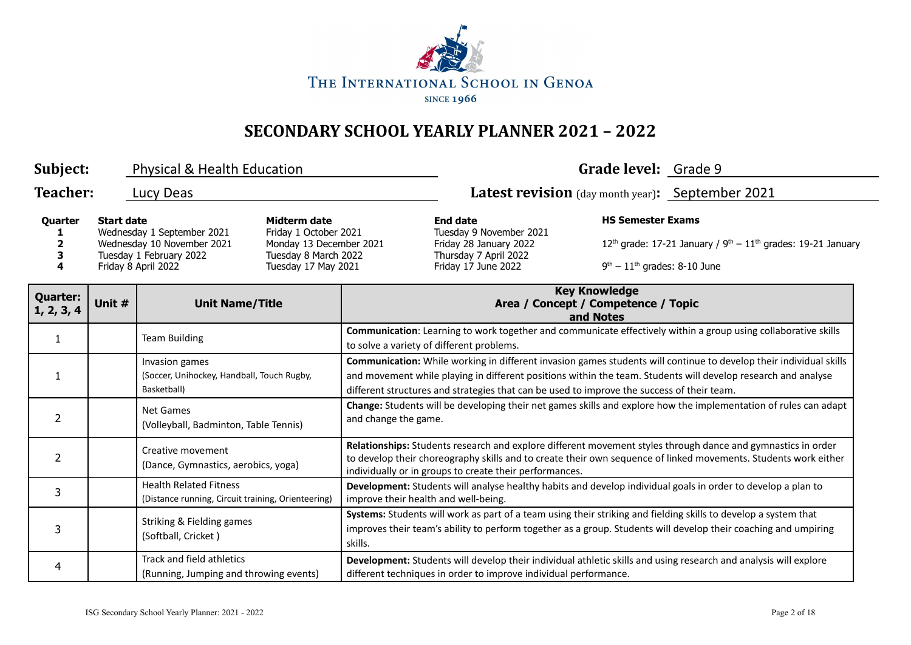THE INTERNATIONAL SCHOOL IN GENOA

SINCE 1966

# SECONDARY SCHOOL YEARLY PLANNER 2021 – 2022

**Subject:** Physical & Health Education **Grade level:** Grade 9

**Teacher:** Lucy Deas **Latest revision** (day month year)**:** September 2021

| Quarter | Start date | Midterm date | End date | HS Semester Exams |
|---|---|---|---|---|
| 1 | Wednesday 1 September 2021 | Friday 1 October 2021 | Tuesday 9 November 2021 | |
| 2 | Wednesday 10 November 2021 | Monday 13 December 2021 | Friday 28 January 2022 | 12th grade: 17-21 January / 9th – 11th grades: 19-21 January |
| 3 | Tuesday 1 February 2022 | Tuesday 8 March 2022 | Thursday 7 April 2022 | |
| 4 | Friday 8 April 2022 | Tuesday 17 May 2021 | Friday 17 June 2022 | 9th – 11th grades: 8-10 June |

| Quarter: 1, 2, 3, 4 | Unit # | Unit Name/Title | Key Knowledge Area / Concept / Competence / Topic and Notes |
|---|---|---|---|
| 1 | | Team Building | **Communication**: Learning to work together and communicate effectively within a group using collaborative skills to solve a variety of different problems. |
| 1 | | Invasion games (Soccer, Unihockey, Handball, Touch Rugby, Basketball) | **Communication:** While working in different invasion games students will continue to develop their individual skills and movement while playing in different positions within the team. Students will develop research and analyse different structures and strategies that can be used to improve the success of their team. |
| 2 | | Net Games (Volleyball, Badminton, Table Tennis) | **Change:** Students will be developing their net games skills and explore how the implementation of rules can adapt and change the game. |
| 2 | | Creative movement (Dance, Gymnastics, aerobics, yoga) | **Relationships:** Students research and explore different movement styles through dance and gymnastics in order to develop their choreography skills and to create their own sequence of linked movements. Students work either individually or in groups to create their performances. |
| 3 | | Health Related Fitness (Distance running, Circuit training, Orienteering) | **Development:** Students will analyse healthy habits and develop individual goals in order to develop a plan to improve their health and well-being. |
| 3 | | Striking & Fielding games (Softball, Cricket ) | **Systems:** Students will work as part of a team using their striking and fielding skills to develop a system that improves their team's ability to perform together as a group. Students will develop their coaching and umpiring skills. |
| 4 | | Track and field athletics (Running, Jumping and throwing events) | **Development:** Students will develop their individual athletic skills and using research and analysis will explore different techniques in order to improve individual performance. |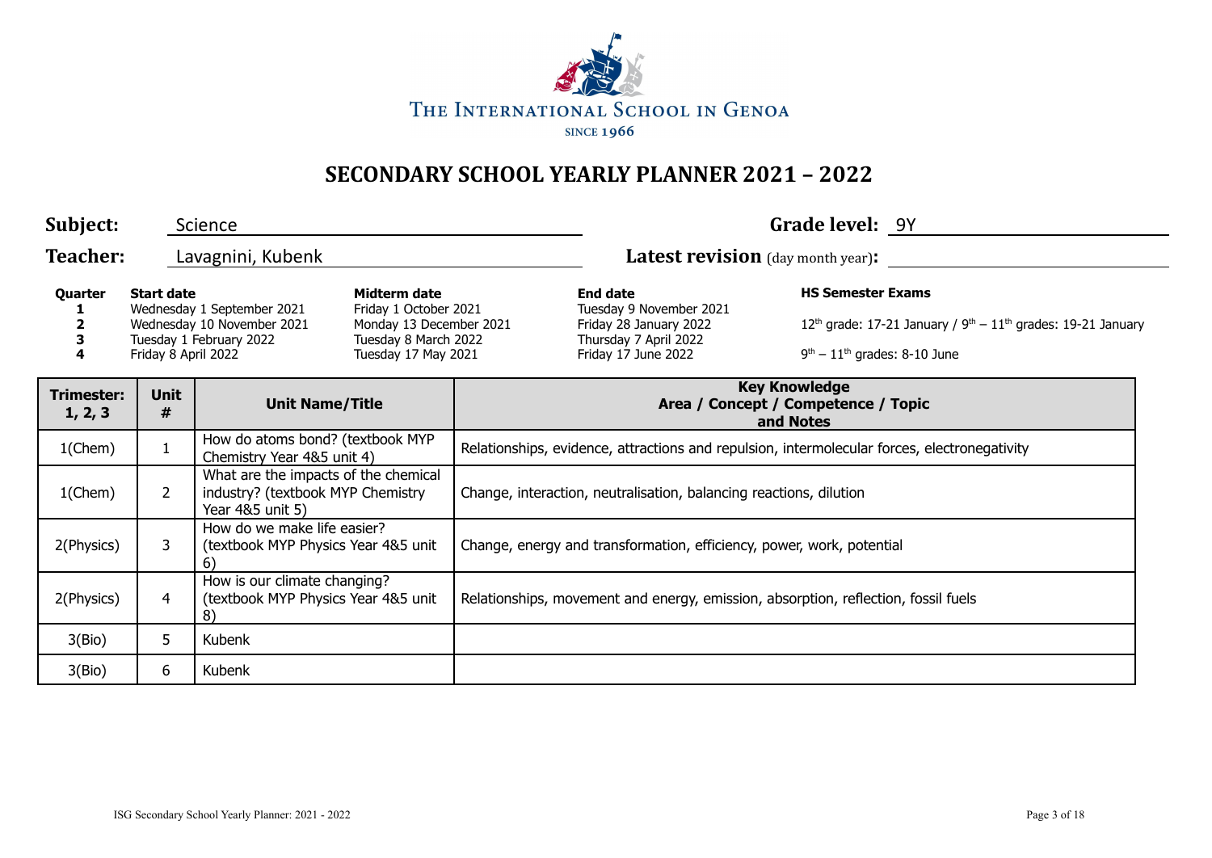THE INTERNATIONAL SCHOOL IN GENOA

SINCE 1966

# SECONDARY SCHOOL YEARLY PLANNER 2021 – 2022

**Subject:** Science **Grade level:** 9Y

**Teacher:** Lavagnini, Kubenk **Latest revision** (day month year)**:**

| Quarter | Start date | Midterm date | End date | HS Semester Exams |
|---|---|---|---|---|
| 1 | Wednesday 1 September 2021 | Friday 1 October 2021 | Tuesday 9 November 2021 | |
| 2 | Wednesday 10 November 2021 | Monday 13 December 2021 | Friday 28 January 2022 | 12th grade: 17-21 January / 9th – 11th grades: 19-21 January |
| 3 | Tuesday 1 February 2022 | Tuesday 8 March 2022 | Thursday 7 April 2022 | |
| 4 | Friday 8 April 2022 | Tuesday 17 May 2021 | Friday 17 June 2022 | 9th – 11th grades: 8-10 June |

| Trimester: 1, 2, 3 | Unit # | Unit Name/Title | Key Knowledge Area / Concept / Competence / Topic and Notes |
|---|---|---|---|
| 1(Chem) | 1 | How do atoms bond? (textbook MYP Chemistry Year 4&5 unit 4) | Relationships, evidence, attractions and repulsion, intermolecular forces, electronegativity |
| 1(Chem) | 2 | What are the impacts of the chemical industry? (textbook MYP Chemistry Year 4&5 unit 5) | Change, interaction, neutralisation, balancing reactions, dilution |
| 2(Physics) | 3 | How do we make life easier? (textbook MYP Physics Year 4&5 unit 6) | Change, energy and transformation, efficiency, power, work, potential |
| 2(Physics) | 4 | How is our climate changing? (textbook MYP Physics Year 4&5 unit 8) | Relationships, movement and energy, emission, absorption, reflection, fossil fuels |
| 3(Bio) | 5 | Kubenk | |
| 3(Bio) | 6 | Kubenk | |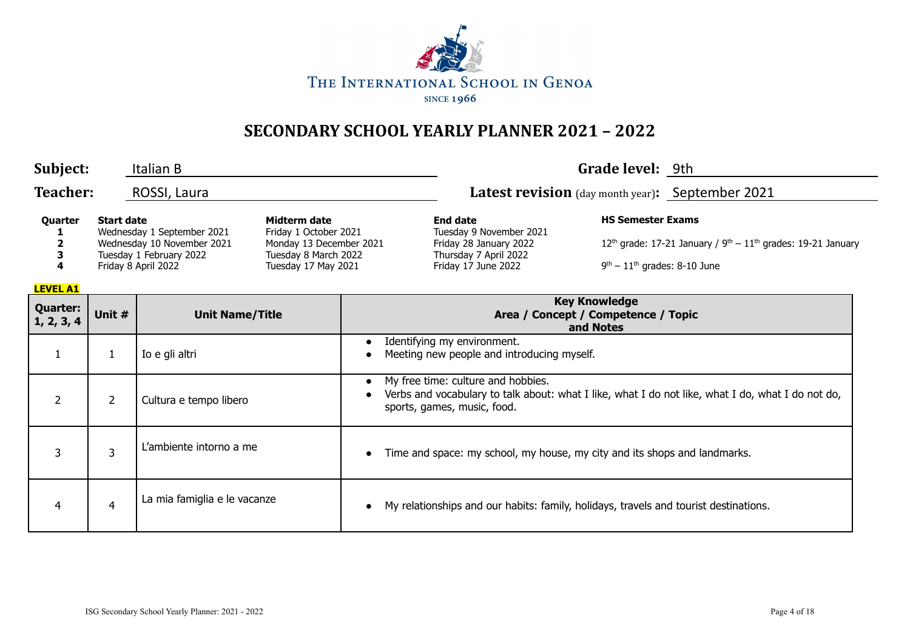THE INTERNATIONAL SCHOOL IN GENOA
SINCE 1966

# SECONDARY SCHOOL YEARLY PLANNER 2021 – 2022

**Subject:** Italian B **Grade level:** 9th

**Teacher:** ROSSI, Laura **Latest revision** (day month year)**:** September 2021

| Quarter | Start date | Midterm date | End date | HS Semester Exams |
|---|---|---|---|---|
| 1 | Wednesday 1 September 2021 | Friday 1 October 2021 | Tuesday 9 November 2021 | |
| 2 | Wednesday 10 November 2021 | Monday 13 December 2021 | Friday 28 January 2022 | 12th grade: 17-21 January / 9th – 11th grades: 19-21 January |
| 3 | Tuesday 1 February 2022 | Tuesday 8 March 2022 | Thursday 7 April 2022 | |
| 4 | Friday 8 April 2022 | Tuesday 17 May 2021 | Friday 17 June 2022 | 9th – 11th grades: 8-10 June |

**LEVEL A1**

| Quarter: 1, 2, 3, 4 | Unit # | Unit Name/Title | Key Knowledge Area / Concept / Competence / Topic and Notes |
|---|---|---|---|
| 1 | 1 | Io e gli altri | • Identifying my environment.<br>• Meeting new people and introducing myself. |
| 2 | 2 | Cultura e tempo libero | • My free time: culture and hobbies.<br>• Verbs and vocabulary to talk about: what I like, what I do not like, what I do, what I do not do, sports, games, music, food. |
| 3 | 3 | L'ambiente intorno a me | • Time and space: my school, my house, my city and its shops and landmarks. |
| 4 | 4 | La mia famiglia e le vacanze | • My relationships and our habits: family, holidays, travels and tourist destinations. |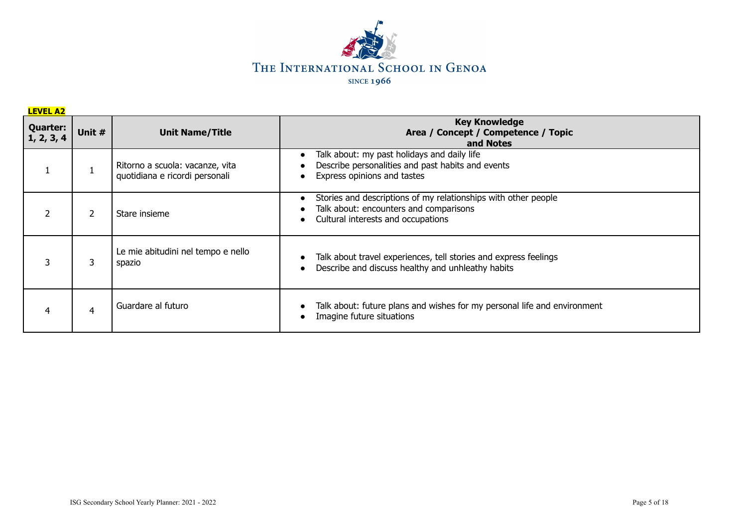**LEVEL A2**

| Quarter: 1, 2, 3, 4 | Unit # | Unit Name/Title | Key Knowledge Area / Concept / Competence / Topic and Notes |
|---|---|---|---|
| 1 | 1 | Ritorno a scuola: vacanze, vita quotidiana e ricordi personali | • Talk about: my past holidays and daily life<br>• Describe personalities and past habits and events<br>• Express opinions and tastes |
| 2 | 2 | Stare insieme | • Stories and descriptions of my relationships with other people<br>• Talk about: encounters and comparisons<br>• Cultural interests and occupations |
| 3 | 3 | Le mie abitudini nel tempo e nello spazio | • Talk about travel experiences, tell stories and express feelings<br>• Describe and discuss healthy and unhleathy habits |
| 4 | 4 | Guardare al futuro | • Talk about: future plans and wishes for my personal life and environment<br>• Imagine future situations |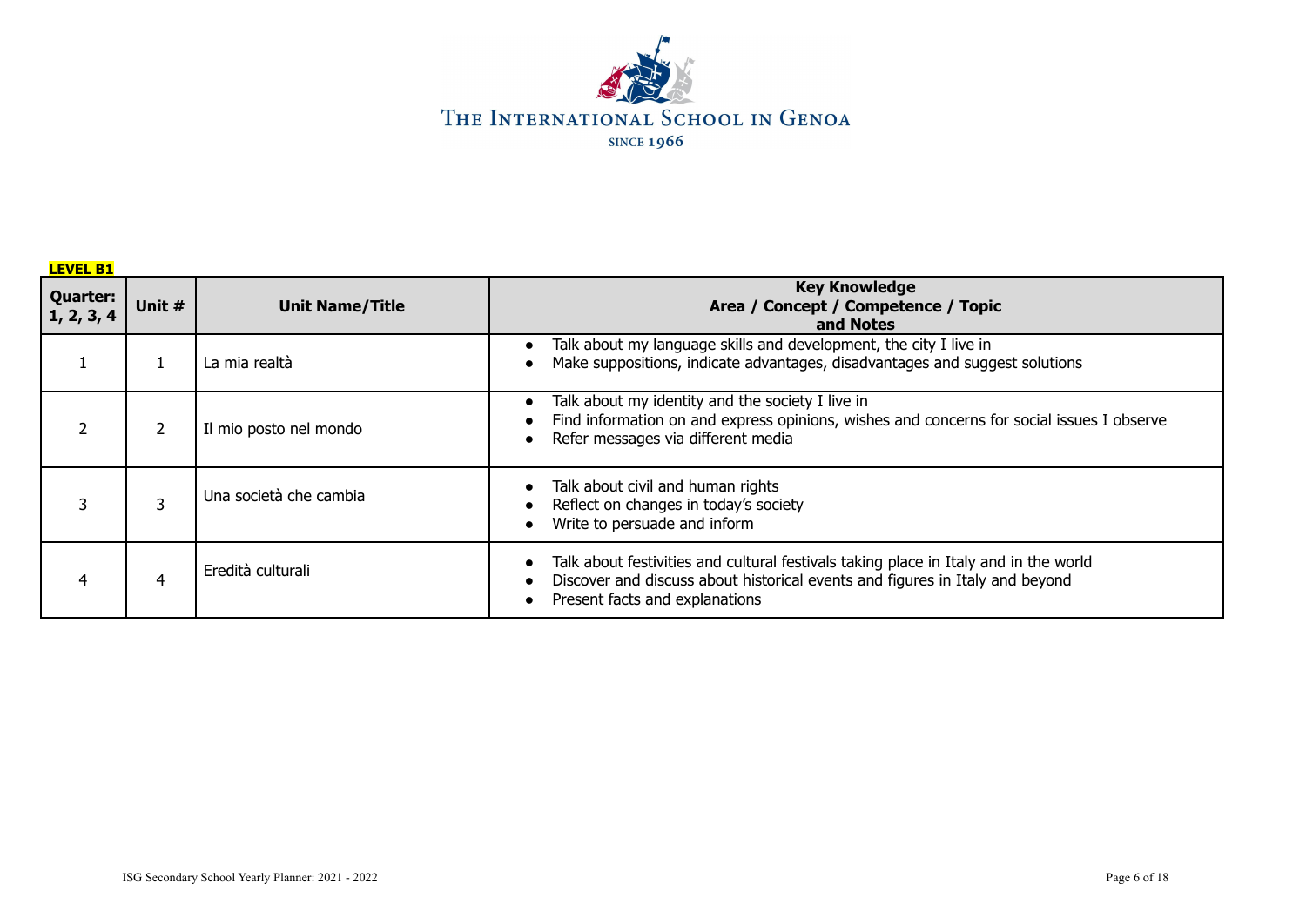**LEVEL B1**

| Quarter: 1, 2, 3, 4 | Unit # | Unit Name/Title | Key Knowledge Area / Concept / Competence / Topic and Notes |
|---|---|---|---|
| 1 | 1 | La mia realtà | • Talk about my language skills and development, the city I live in<br>• Make suppositions, indicate advantages, disadvantages and suggest solutions |
| 2 | 2 | Il mio posto nel mondo | • Talk about my identity and the society I live in<br>• Find information on and express opinions, wishes and concerns for social issues I observe<br>• Refer messages via different media |
| 3 | 3 | Una società che cambia | • Talk about civil and human rights<br>• Reflect on changes in today's society<br>• Write to persuade and inform |
| 4 | 4 | Eredità culturali | • Talk about festivities and cultural festivals taking place in Italy and in the world<br>• Discover and discuss about historical events and figures in Italy and beyond<br>• Present facts and explanations |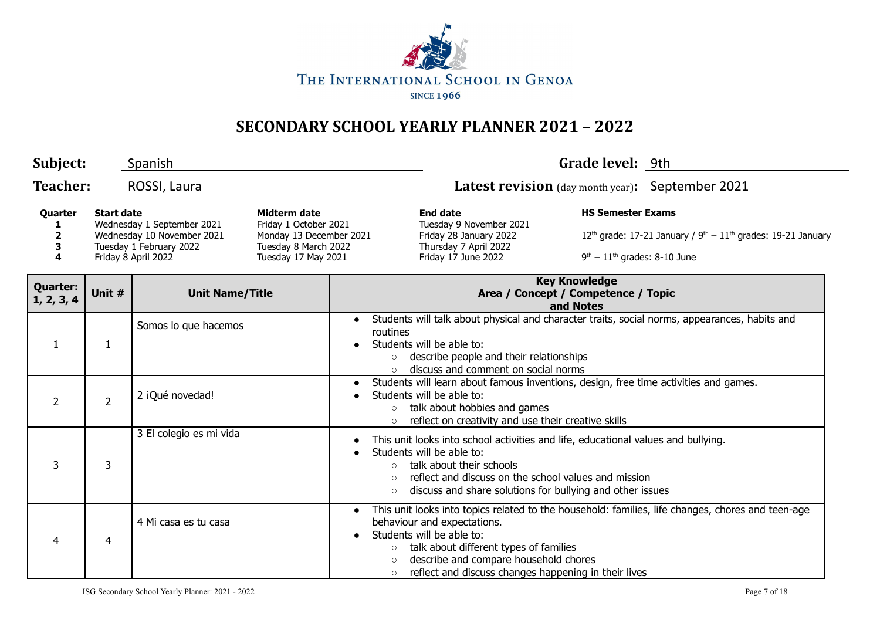THE INTERNATIONAL SCHOOL IN GENOA

SINCE 1966

# SECONDARY SCHOOL YEARLY PLANNER 2021 – 2022

**Subject:** Spanish **Grade level:** 9th

**Teacher:** ROSSI, Laura **Latest revision** (day month year)**:** September 2021

| Quarter | Start date | Midterm date | End date | HS Semester Exams |
|---|---|---|---|---|
| 1 | Wednesday 1 September 2021 | Friday 1 October 2021 | Tuesday 9 November 2021 | |
| 2 | Wednesday 10 November 2021 | Monday 13 December 2021 | Friday 28 January 2022 | 12th grade: 17-21 January / 9th – 11th grades: 19-21 January |
| 3 | Tuesday 1 February 2022 | Tuesday 8 March 2022 | Thursday 7 April 2022 | |
| 4 | Friday 8 April 2022 | Tuesday 17 May 2021 | Friday 17 June 2022 | 9th – 11th grades: 8-10 June |

| Quarter: 1, 2, 3, 4 | Unit # | Unit Name/Title | Key Knowledge Area / Concept / Competence / Topic and Notes |
|---|---|---|---|
| 1 | 1 | Somos lo que hacemos | • Students will talk about physical and character traits, social norms, appearances, habits and routines<br>• Students will be able to:<br>○ describe people and their relationships<br>○ discuss and comment on social norms |
| 2 | 2 | 2 ¡Qué novedad! | • Students will learn about famous inventions, design, free time activities and games.<br>• Students will be able to:<br>○ talk about hobbies and games<br>○ reflect on creativity and use their creative skills |
| 3 | 3 | 3 El colegio es mi vida | • This unit looks into school activities and life, educational values and bullying.<br>• Students will be able to:<br>○ talk about their schools<br>○ reflect and discuss on the school values and mission<br>○ discuss and share solutions for bullying and other issues |
| 4 | 4 | 4 Mi casa es tu casa | • This unit looks into topics related to the household: families, life changes, chores and teen-age behaviour and expectations.<br>• Students will be able to:<br>○ talk about different types of families<br>○ describe and compare household chores<br>○ reflect and discuss changes happening in their lives |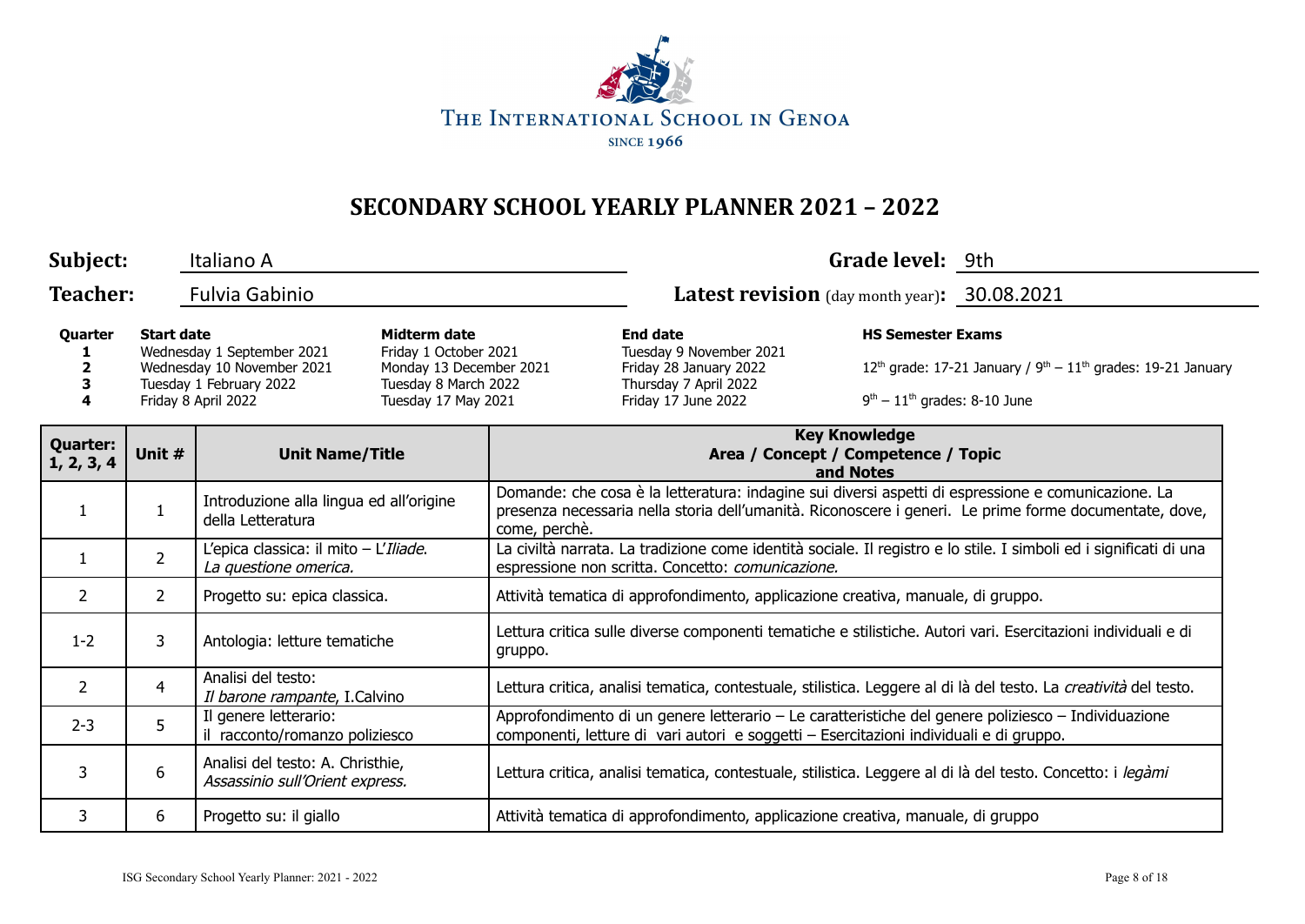THE INTERNATIONAL SCHOOL IN GENOA

SINCE 1966

# SECONDARY SCHOOL YEARLY PLANNER 2021 – 2022

**Subject:** Italiano A **Grade level:** 9th

**Teacher:** Fulvia Gabinio **Latest revision** (day month year)**:** 30.08.2021

| Quarter | Start date | Midterm date | End date | HS Semester Exams |
|---|---|---|---|---|
| 1 | Wednesday 1 September 2021 | Friday 1 October 2021 | Tuesday 9 November 2021 | |
| 2 | Wednesday 10 November 2021 | Monday 13 December 2021 | Friday 28 January 2022 | 12th grade: 17-21 January / 9th – 11th grades: 19-21 January |
| 3 | Tuesday 1 February 2022 | Tuesday 8 March 2022 | Thursday 7 April 2022 | |
| 4 | Friday 8 April 2022 | Tuesday 17 May 2021 | Friday 17 June 2022 | 9th – 11th grades: 8-10 June |

| Quarter: 1, 2, 3, 4 | Unit # | Unit Name/Title | Key Knowledge Area / Concept / Competence / Topic and Notes |
|---|---|---|---|
| 1 | 1 | Introduzione alla lingua ed all'origine della Letteratura | Domande: che cosa è la letteratura: indagine sui diversi aspetti di espressione e comunicazione. La presenza necessaria nella storia dell'umanità. Riconoscere i generi. Le prime forme documentate, dove, come, perchè. |
| 1 | 2 | L'epica classica: il mito – L'*Iliade*. *La questione omerica.* | La civiltà narrata. La tradizione come identità sociale. Il registro e lo stile. I simboli ed i significati di una espressione non scritta. Concetto: *comunicazione.* |
| 2 | 2 | Progetto su: epica classica. | Attività tematica di approfondimento, applicazione creativa, manuale, di gruppo. |
| 1-2 | 3 | Antologia: letture tematiche | Lettura critica sulle diverse componenti tematiche e stilistiche. Autori vari. Esercitazioni individuali e di gruppo. |
| 2 | 4 | Analisi del testo: *Il barone rampante*, I.Calvino | Lettura critica, analisi tematica, contestuale, stilistica. Leggere al di là del testo. La *creatività* del testo. |
| 2-3 | 5 | Il genere letterario: il racconto/romanzo poliziesco | Approfondimento di un genere letterario – Le caratteristiche del genere poliziesco – Individuazione componenti, letture di vari autori e soggetti – Esercitazioni individuali e di gruppo. |
| 3 | 6 | Analisi del testo: A. Christhie, *Assassinio sull'Orient express.* | Lettura critica, analisi tematica, contestuale, stilistica. Leggere al di là del testo. Concetto: i *legàmi* |
| 3 | 6 | Progetto su: il giallo | Attività tematica di approfondimento, applicazione creativa, manuale, di gruppo |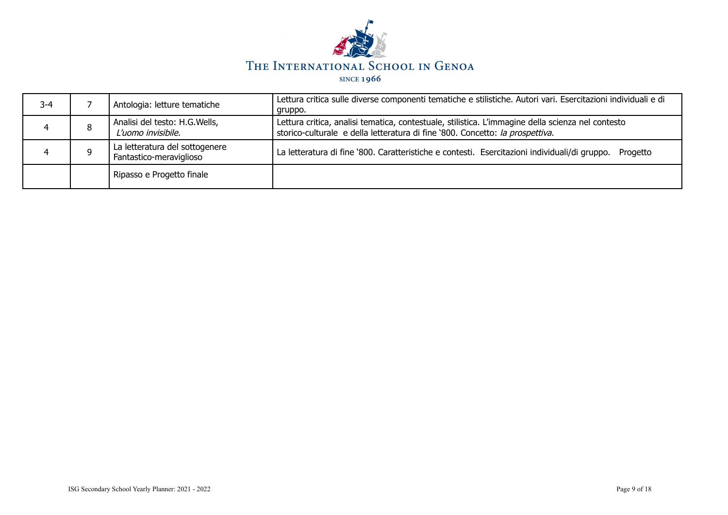| 3-4 | 7 | Antologia: letture tematiche | Lettura critica sulle diverse componenti tematiche e stilistiche. Autori vari. Esercitazioni individuali e di gruppo. |
|---|---|---|---|
| 4 | 8 | Analisi del testo: H.G.Wells, *L'uomo invisibile.* | Lettura critica, analisi tematica, contestuale, stilistica. L'immagine della scienza nel contesto storico-culturale e della letteratura di fine '800. Concetto: *la prospettiva.* |
| 4 | 9 | La letteratura del sottogenere Fantastico-meraviglioso | La letteratura di fine '800. Caratteristiche e contesti. Esercitazioni individuali/di gruppo. Progetto |
| | | Ripasso e Progetto finale | |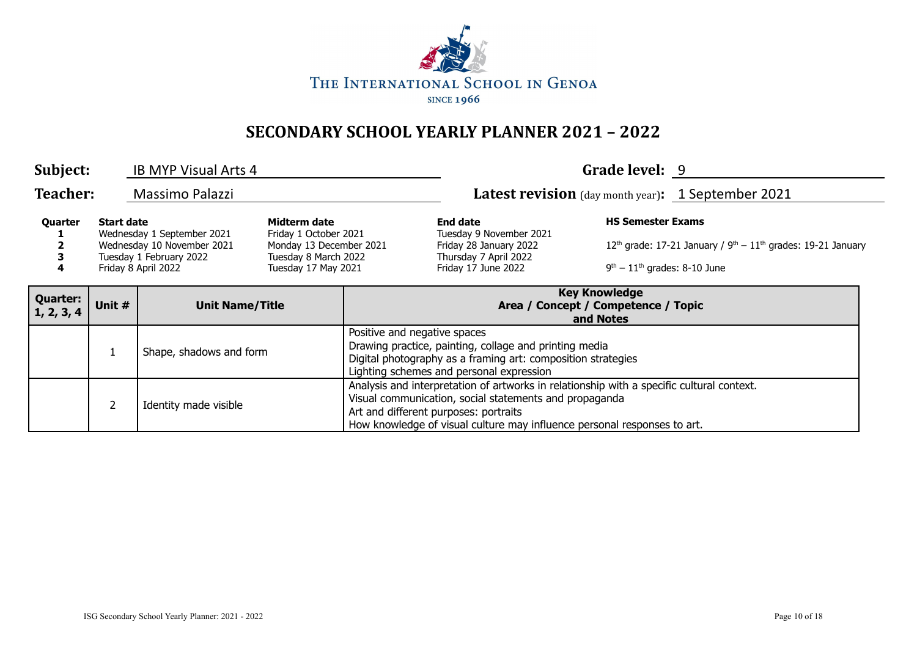THE INTERNATIONAL SCHOOL IN GENOA
SINCE 1966

# SECONDARY SCHOOL YEARLY PLANNER 2021 – 2022

**Subject:** IB MYP Visual Arts 4 **Grade level:** 9

**Teacher:** Massimo Palazzi **Latest revision** (day month year)**:** 1 September 2021

| Quarter | Start date | Midterm date | End date | HS Semester Exams |
|---|---|---|---|---|
| 1 | Wednesday 1 September 2021 | Friday 1 October 2021 | Tuesday 9 November 2021 | |
| 2 | Wednesday 10 November 2021 | Monday 13 December 2021 | Friday 28 January 2022 | 12th grade: 17-21 January / 9th – 11th grades: 19-21 January |
| 3 | Tuesday 1 February 2022 | Tuesday 8 March 2022 | Thursday 7 April 2022 | |
| 4 | Friday 8 April 2022 | Tuesday 17 May 2021 | Friday 17 June 2022 | 9th – 11th grades: 8-10 June |

| Quarter: 1, 2, 3, 4 | Unit # | Unit Name/Title | Key Knowledge Area / Concept / Competence / Topic and Notes |
|---|---|---|---|
| | 1 | Shape, shadows and form | Positive and negative spaces<br>Drawing practice, painting, collage and printing media<br>Digital photography as a framing art: composition strategies<br>Lighting schemes and personal expression |
| | 2 | Identity made visible | Analysis and interpretation of artworks in relationship with a specific cultural context.<br>Visual communication, social statements and propaganda<br>Art and different purposes: portraits<br>How knowledge of visual culture may influence personal responses to art. |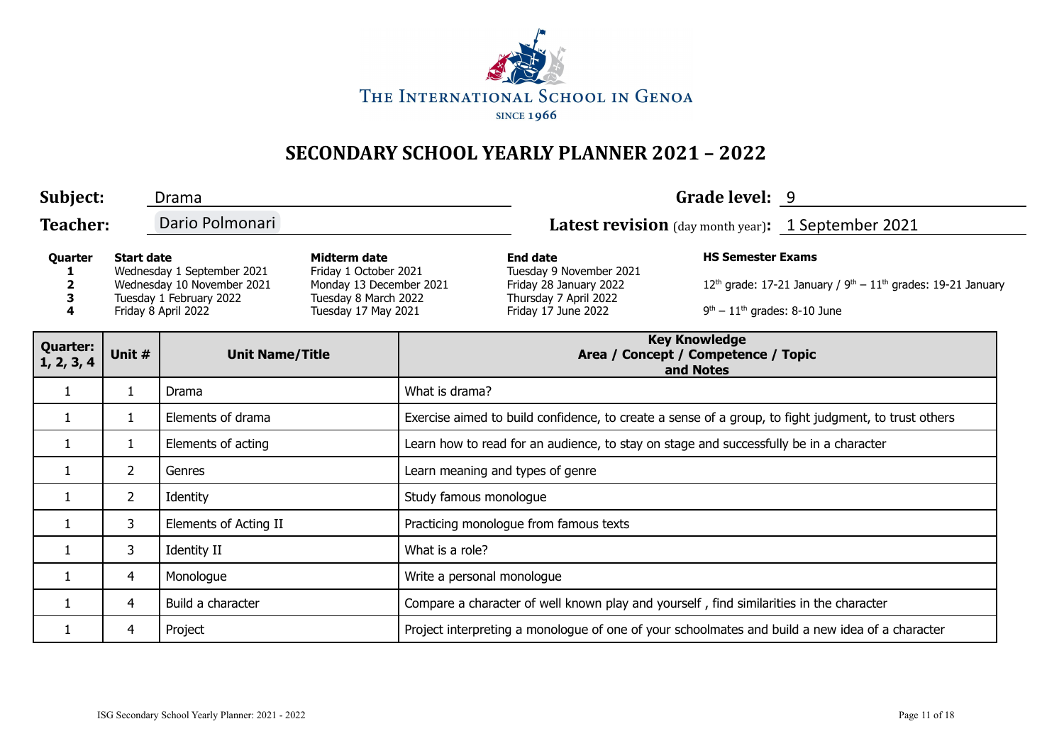The International School in Genoa
since 1966

# SECONDARY SCHOOL YEARLY PLANNER 2021 – 2022

**Subject:** Drama **Grade level:** 9

**Teacher:** Dario Polmonari **Latest revision** (day month year)**:** 1 September 2021

| Quarter | Start date | Midterm date | End date | HS Semester Exams |
|---|---|---|---|---|
| 1 | Wednesday 1 September 2021 | Friday 1 October 2021 | Tuesday 9 November 2021 | |
| 2 | Wednesday 10 November 2021 | Monday 13 December 2021 | Friday 28 January 2022 | 12th grade: 17-21 January / 9th – 11th grades: 19-21 January |
| 3 | Tuesday 1 February 2022 | Tuesday 8 March 2022 | Thursday 7 April 2022 | |
| 4 | Friday 8 April 2022 | Tuesday 17 May 2021 | Friday 17 June 2022 | 9th – 11th grades: 8-10 June |

| Quarter: 1, 2, 3, 4 | Unit # | Unit Name/Title | Key Knowledge Area / Concept / Competence / Topic and Notes |
|---|---|---|---|
| 1 | 1 | Drama | What is drama? |
| 1 | 1 | Elements of drama | Exercise aimed to build confidence, to create a sense of a group, to fight judgment, to trust others |
| 1 | 1 | Elements of acting | Learn how to read for an audience, to stay on stage and successfully be in a character |
| 1 | 2 | Genres | Learn meaning and types of genre |
| 1 | 2 | Identity | Study famous monologue |
| 1 | 3 | Elements of Acting II | Practicing monologue from famous texts |
| 1 | 3 | Identity II | What is a role? |
| 1 | 4 | Monologue | Write a personal monologue |
| 1 | 4 | Build a character | Compare a character of well known play and yourself , find similarities in the character |
| 1 | 4 | Project | Project interpreting a monologue of one of your schoolmates and build a new idea of a character |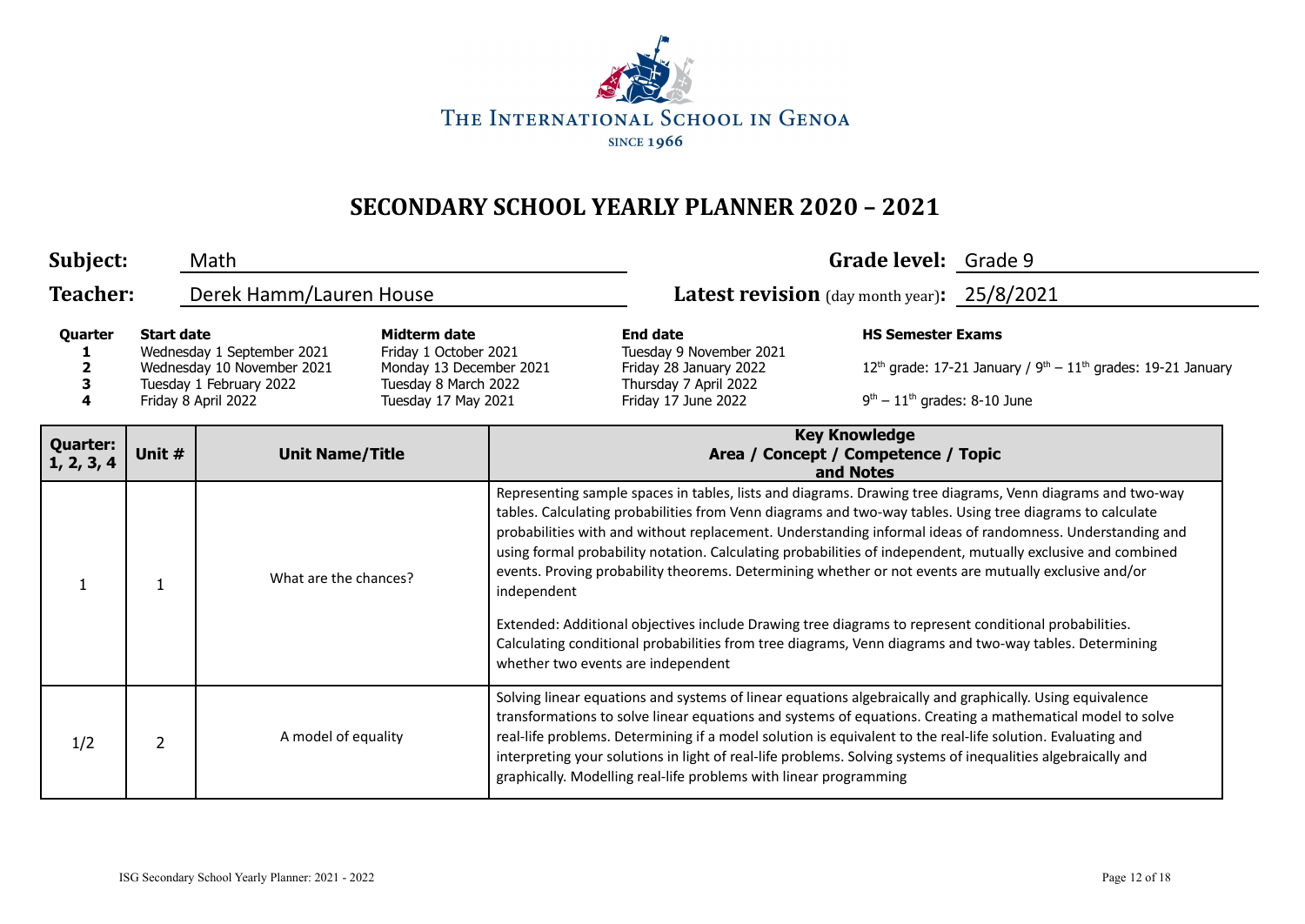THE INTERNATIONAL SCHOOL IN GENOA

SINCE 1966

# SECONDARY SCHOOL YEARLY PLANNER 2020 – 2021

**Subject:** Math

**Grade level:** Grade 9

**Teacher:** Derek Hamm/Lauren House

**Latest revision** (day month year)**:** 25/8/2021

| Quarter | Start date | Midterm date | End date | HS Semester Exams |
|---|---|---|---|---|
| 1 | Wednesday 1 September 2021 | Friday 1 October 2021 | Tuesday 9 November 2021 | |
| 2 | Wednesday 10 November 2021 | Monday 13 December 2021 | Friday 28 January 2022 | 12th grade: 17-21 January / 9th – 11th grades: 19-21 January |
| 3 | Tuesday 1 February 2022 | Tuesday 8 March 2022 | Thursday 7 April 2022 | |
| 4 | Friday 8 April 2022 | Tuesday 17 May 2021 | Friday 17 June 2022 | 9th – 11th grades: 8-10 June |

| Quarter: 1, 2, 3, 4 | Unit # | Unit Name/Title | Key Knowledge Area / Concept / Competence / Topic and Notes |
|---|---|---|---|
| 1 | 1 | What are the chances? | Representing sample spaces in tables, lists and diagrams. Drawing tree diagrams, Venn diagrams and two-way tables. Calculating probabilities from Venn diagrams and two-way tables. Using tree diagrams to calculate probabilities with and without replacement. Understanding informal ideas of randomness. Understanding and using formal probability notation. Calculating probabilities of independent, mutually exclusive and combined events. Proving probability theorems. Determining whether or not events are mutually exclusive and/or independent<br><br>Extended: Additional objectives include Drawing tree diagrams to represent conditional probabilities. Calculating conditional probabilities from tree diagrams, Venn diagrams and two-way tables. Determining whether two events are independent |
| 1/2 | 2 | A model of equality | Solving linear equations and systems of linear equations algebraically and graphically. Using equivalence transformations to solve linear equations and systems of equations. Creating a mathematical model to solve real-life problems. Determining if a model solution is equivalent to the real-life solution. Evaluating and interpreting your solutions in light of real-life problems. Solving systems of inequalities algebraically and graphically. Modelling real-life problems with linear programming |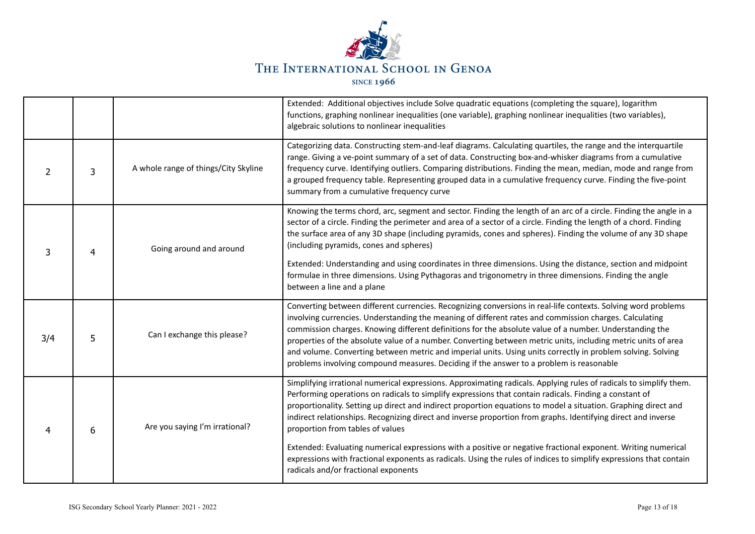|  |  |  |  |
|---|---|---|---|
|  |  |  | Extended: Additional objectives include Solve quadratic equations (completing the square), logarithm functions, graphing nonlinear inequalities (one variable), graphing nonlinear inequalities (two variables), algebraic solutions to nonlinear inequalities |
| 2 | 3 | A whole range of things/City Skyline | Categorizing data. Constructing stem-and-leaf diagrams. Calculating quartiles, the range and the interquartile range. Giving a ve-point summary of a set of data. Constructing box-and-whisker diagrams from a cumulative frequency curve. Identifying outliers. Comparing distributions. Finding the mean, median, mode and range from a grouped frequency table. Representing grouped data in a cumulative frequency curve. Finding the five-point summary from a cumulative frequency curve |
| 3 | 4 | Going around and around | Knowing the terms chord, arc, segment and sector. Finding the length of an arc of a circle. Finding the angle in a sector of a circle. Finding the perimeter and area of a sector of a circle. Finding the length of a chord. Finding the surface area of any 3D shape (including pyramids, cones and spheres). Finding the volume of any 3D shape (including pyramids, cones and spheres)<br><br>Extended: Understanding and using coordinates in three dimensions. Using the distance, section and midpoint formulae in three dimensions. Using Pythagoras and trigonometry in three dimensions. Finding the angle between a line and a plane |
| 3/4 | 5 | Can I exchange this please? | Converting between different currencies. Recognizing conversions in real-life contexts. Solving word problems involving currencies. Understanding the meaning of different rates and commission charges. Calculating commission charges. Knowing different definitions for the absolute value of a number. Understanding the properties of the absolute value of a number. Converting between metric units, including metric units of area and volume. Converting between metric and imperial units. Using units correctly in problem solving. Solving problems involving compound measures. Deciding if the answer to a problem is reasonable |
| 4 | 6 | Are you saying I'm irrational? | Simplifying irrational numerical expressions. Approximating radicals. Applying rules of radicals to simplify them. Performing operations on radicals to simplify expressions that contain radicals. Finding a constant of proportionality. Setting up direct and indirect proportion equations to model a situation. Graphing direct and indirect relationships. Recognizing direct and inverse proportion from graphs. Identifying direct and inverse proportion from tables of values<br><br>Extended: Evaluating numerical expressions with a positive or negative fractional exponent. Writing numerical expressions with fractional exponents as radicals. Using the rules of indices to simplify expressions that contain radicals and/or fractional exponents |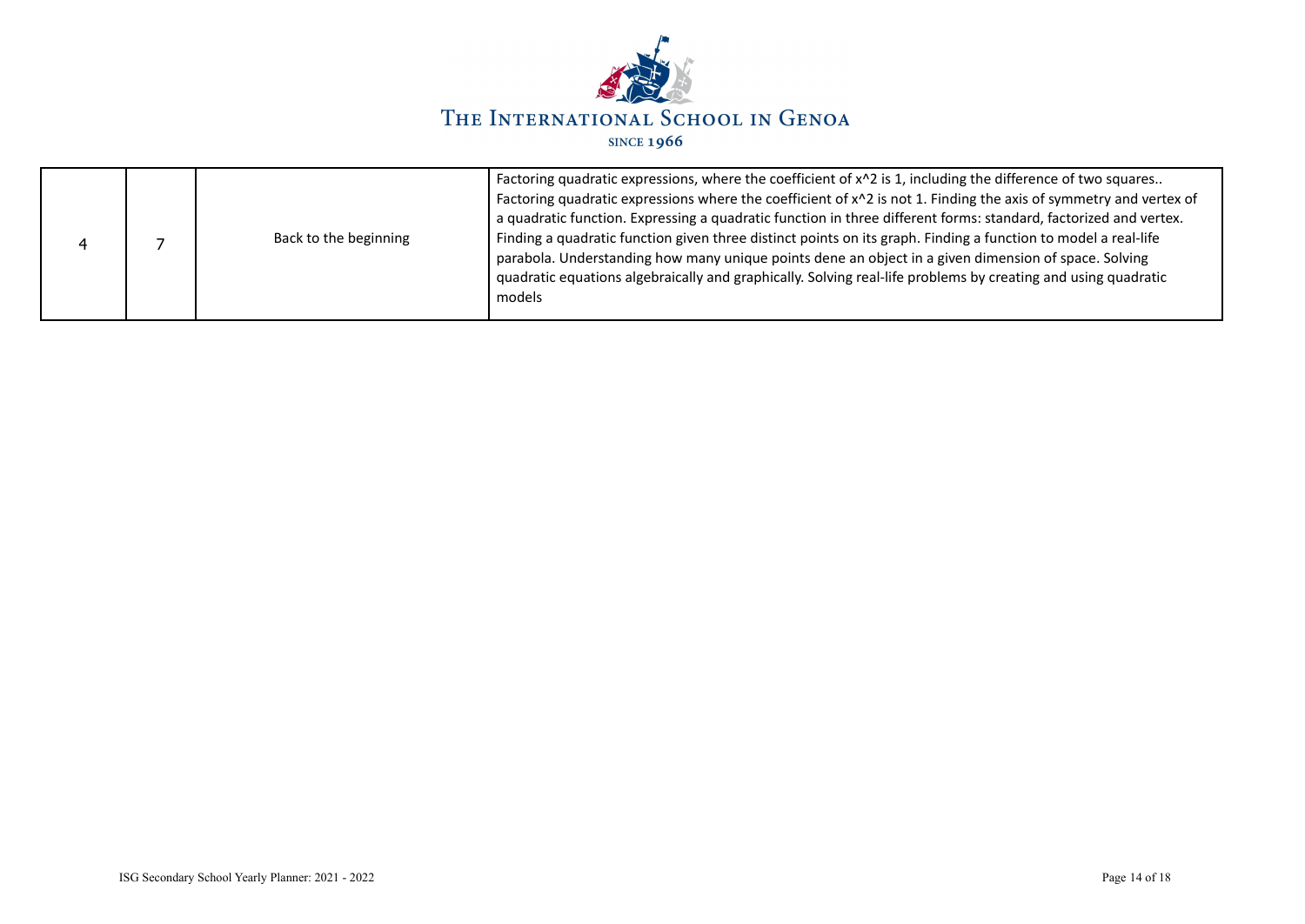| | | | |
|---|---|---|---|
| 4 | 7 | Back to the beginning | Factoring quadratic expressions, where the coefficient of x^2 is 1, including the difference of two squares.. Factoring quadratic expressions where the coefficient of x^2 is not 1. Finding the axis of symmetry and vertex of a quadratic function. Expressing a quadratic function in three different forms: standard, factorized and vertex. Finding a quadratic function given three distinct points on its graph. Finding a function to model a real-life parabola. Understanding how many unique points dene an object in a given dimension of space. Solving quadratic equations algebraically and graphically. Solving real-life problems by creating and using quadratic models |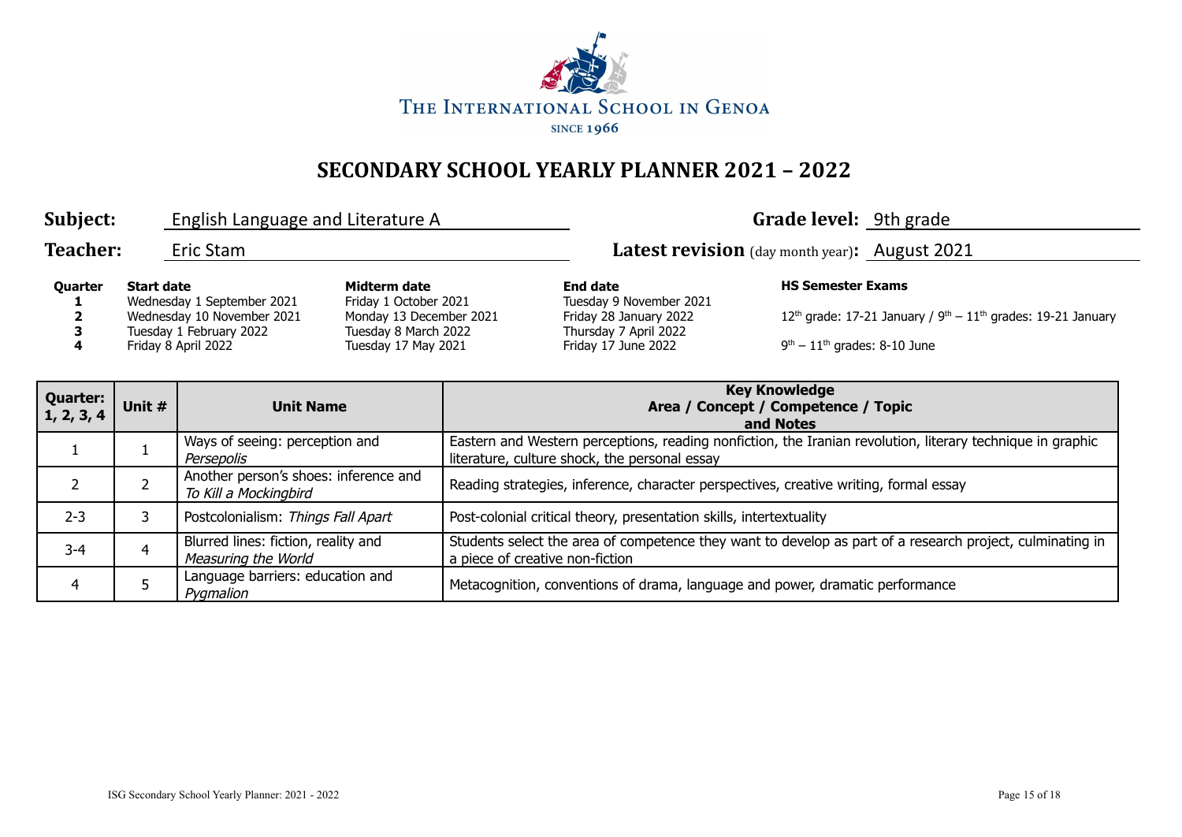THE INTERNATIONAL SCHOOL IN GENOA

SINCE 1966

# SECONDARY SCHOOL YEARLY PLANNER 2021 – 2022

**Subject:** English Language and Literature A

**Grade level:** 9th grade

**Teacher:** Eric Stam

**Latest revision** (day month year)**:** August 2021

| Quarter | Start date | Midterm date | End date | HS Semester Exams |
|---|---|---|---|---|
| **1** | Wednesday 1 September 2021 | Friday 1 October 2021 | Tuesday 9 November 2021 | |
| **2** | Wednesday 10 November 2021 | Monday 13 December 2021 | Friday 28 January 2022 | 12th grade: 17-21 January / 9th – 11th grades: 19-21 January |
| **3** | Tuesday 1 February 2022 | Tuesday 8 March 2022 | Thursday 7 April 2022 | |
| **4** | Friday 8 April 2022 | Tuesday 17 May 2021 | Friday 17 June 2022 | 9th – 11th grades: 8-10 June |

| Quarter: 1, 2, 3, 4 | Unit # | Unit Name | Key Knowledge Area / Concept / Competence / Topic and Notes |
|---|---|---|---|
| 1 | 1 | Ways of seeing: perception and *Persepolis* | Eastern and Western perceptions, reading nonfiction, the Iranian revolution, literary technique in graphic literature, culture shock, the personal essay |
| 2 | 2 | Another person's shoes: inference and *To Kill a Mockingbird* | Reading strategies, inference, character perspectives, creative writing, formal essay |
| 2-3 | 3 | Postcolonialism: *Things Fall Apart* | Post-colonial critical theory, presentation skills, intertextuality |
| 3-4 | 4 | Blurred lines: fiction, reality and *Measuring the World* | Students select the area of competence they want to develop as part of a research project, culminating in a piece of creative non-fiction |
| 4 | 5 | Language barriers: education and *Pygmalion* | Metacognition, conventions of drama, language and power, dramatic performance |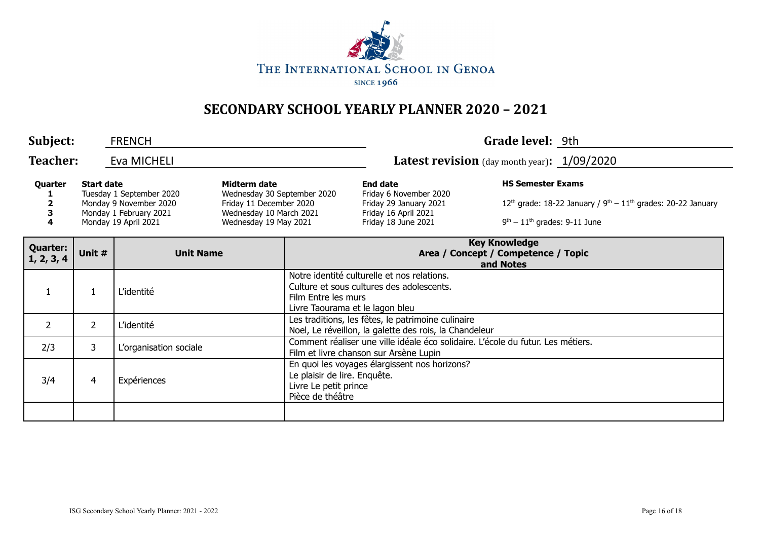THE INTERNATIONAL SCHOOL IN GENOA

SINCE 1966

# SECONDARY SCHOOL YEARLY PLANNER 2020 – 2021

**Subject:** FRENCH **Grade level:** 9th

**Teacher:** Eva MICHELI **Latest revision** (day month year)**:** 1/09/2020

| Quarter | Start date | Midterm date | End date | HS Semester Exams |
|---|---|---|---|---|
| 1 | Tuesday 1 September 2020 | Wednesday 30 September 2020 | Friday 6 November 2020 | |
| 2 | Monday 9 November 2020 | Friday 11 December 2020 | Friday 29 January 2021 | 12th grade: 18-22 January / 9th – 11th grades: 20-22 January |
| 3 | Monday 1 February 2021 | Wednesday 10 March 2021 | Friday 16 April 2021 | |
| 4 | Monday 19 April 2021 | Wednesday 19 May 2021 | Friday 18 June 2021 | 9th – 11th grades: 9-11 June |

| Quarter: 1, 2, 3, 4 | Unit # | Unit Name | Key Knowledge Area / Concept / Competence / Topic and Notes |
|---|---|---|---|
| 1 | 1 | L'identité | Notre identité culturelle et nos relations.<br>Culture et sous cultures des adolescents.<br>Film Entre les murs<br>Livre Taourama et le lagon bleu |
| 2 | 2 | L'identité | Les traditions, les fêtes, le patrimoine culinaire<br>Noel, Le réveillon, la galette des rois, la Chandeleur |
| 2/3 | 3 | L'organisation sociale | Comment réaliser une ville idéale éco solidaire. L'école du futur. Les métiers.<br>Film et livre chanson sur Arsène Lupin |
| 3/4 | 4 | Expériences | En quoi les voyages élargissent nos horizons?<br>Le plaisir de lire. Enquête.<br>Livre Le petit prince<br>Pièce de théâtre |
| | | | |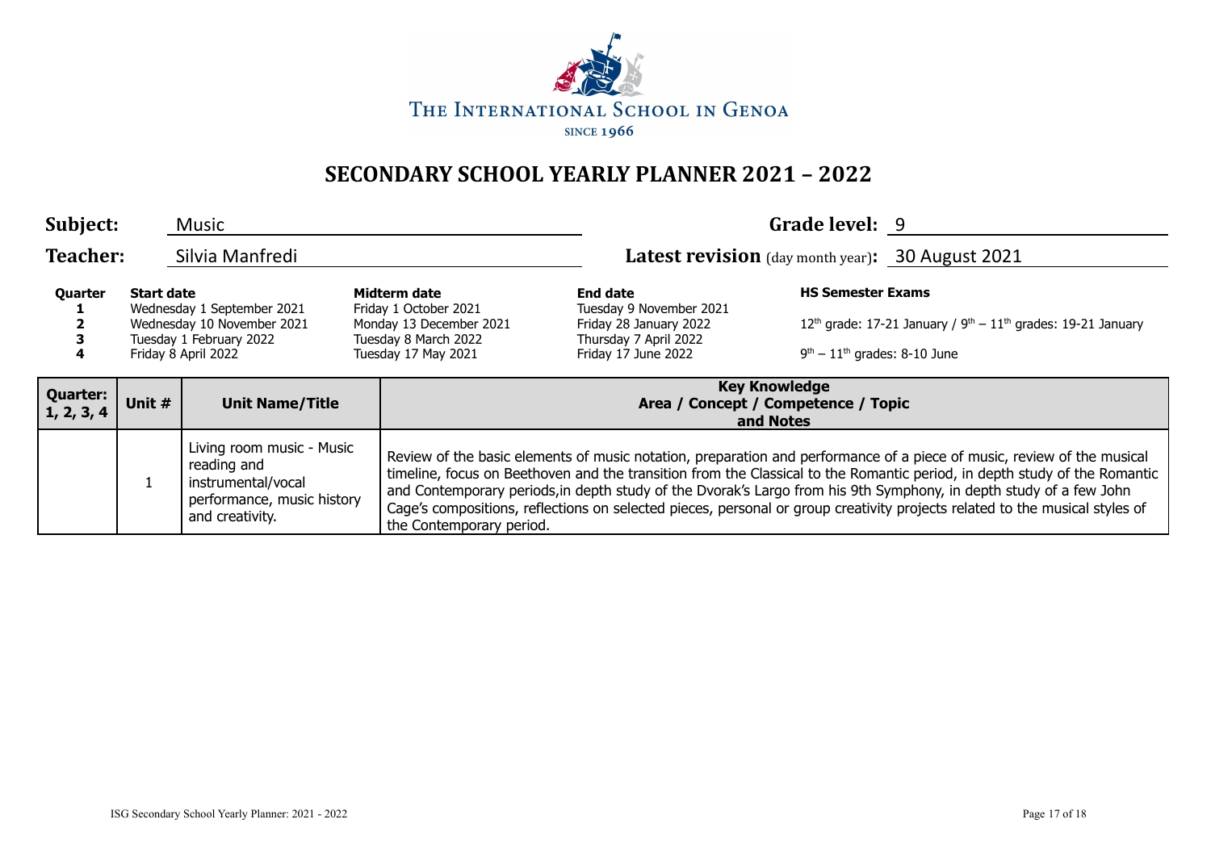THE INTERNATIONAL SCHOOL IN GENOA

SINCE 1966

# SECONDARY SCHOOL YEARLY PLANNER 2021 – 2022

**Subject:** Music

**Grade level:** 9

**Teacher:** Silvia Manfredi

**Latest revision** (day month year)**:** 30 August 2021

| Quarter | Start date | Midterm date | End date | HS Semester Exams |
|---|---|---|---|---|
| 1 | Wednesday 1 September 2021 | Friday 1 October 2021 | Tuesday 9 November 2021 | |
| 2 | Wednesday 10 November 2021 | Monday 13 December 2021 | Friday 28 January 2022 | 12th grade: 17-21 January / 9th – 11th grades: 19-21 January |
| 3 | Tuesday 1 February 2022 | Tuesday 8 March 2022 | Thursday 7 April 2022 | |
| 4 | Friday 8 April 2022 | Tuesday 17 May 2021 | Friday 17 June 2022 | 9th – 11th grades: 8-10 June |

| Quarter: 1, 2, 3, 4 | Unit # | Unit Name/Title | Key Knowledge Area / Concept / Competence / Topic and Notes |
|---|---|---|---|
| | 1 | Living room music - Music reading and instrumental/vocal performance, music history and creativity. | Review of the basic elements of music notation, preparation and performance of a piece of music, review of the musical timeline, focus on Beethoven and the transition from the Classical to the Romantic period, in depth study of the Romantic and Contemporary periods,in depth study of the Dvorak's Largo from his 9th Symphony, in depth study of a few John Cage's compositions, reflections on selected pieces, personal or group creativity projects related to the musical styles of the Contemporary period. |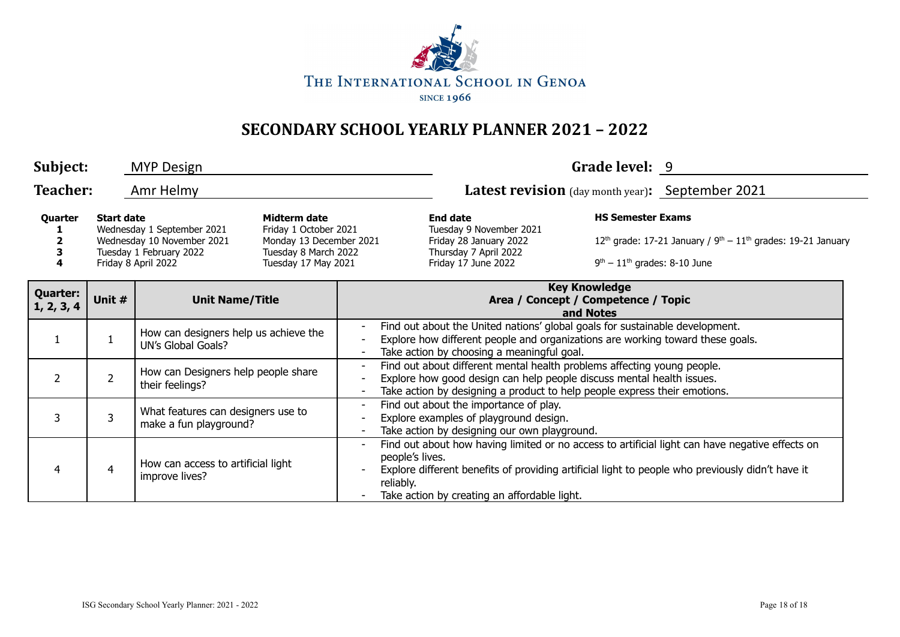THE INTERNATIONAL SCHOOL IN GENOA

SINCE 1966

# SECONDARY SCHOOL YEARLY PLANNER 2021 – 2022

**Subject:** MYP Design **Grade level:** 9

**Teacher:** Amr Helmy **Latest revision** (day month year)**:** September 2021

| Quarter | Start date | Midterm date | End date | HS Semester Exams |
|---|---|---|---|---|
| 1 | Wednesday 1 September 2021 | Friday 1 October 2021 | Tuesday 9 November 2021 | |
| 2 | Wednesday 10 November 2021 | Monday 13 December 2021 | Friday 28 January 2022 | 12th grade: 17-21 January / 9th – 11th grades: 19-21 January |
| 3 | Tuesday 1 February 2022 | Tuesday 8 March 2022 | Thursday 7 April 2022 | |
| 4 | Friday 8 April 2022 | Tuesday 17 May 2021 | Friday 17 June 2022 | 9th – 11th grades: 8-10 June |

| Quarter: 1, 2, 3, 4 | Unit # | Unit Name/Title | Key Knowledge Area / Concept / Competence / Topic and Notes |
|---|---|---|---|
| 1 | 1 | How can designers help us achieve the UN's Global Goals? | - Find out about the United nations' global goals for sustainable development.<br>- Explore how different people and organizations are working toward these goals.<br>- Take action by choosing a meaningful goal. |
| 2 | 2 | How can Designers help people share their feelings? | - Find out about different mental health problems affecting young people.<br>- Explore how good design can help people discuss mental health issues.<br>- Take action by designing a product to help people express their emotions. |
| 3 | 3 | What features can designers use to make a fun playground? | - Find out about the importance of play.<br>- Explore examples of playground design.<br>- Take action by designing our own playground. |
| 4 | 4 | How can access to artificial light improve lives? | - Find out about how having limited or no access to artificial light can have negative effects on people's lives.<br>- Explore different benefits of providing artificial light to people who previously didn't have it reliably.<br>- Take action by creating an affordable light. |